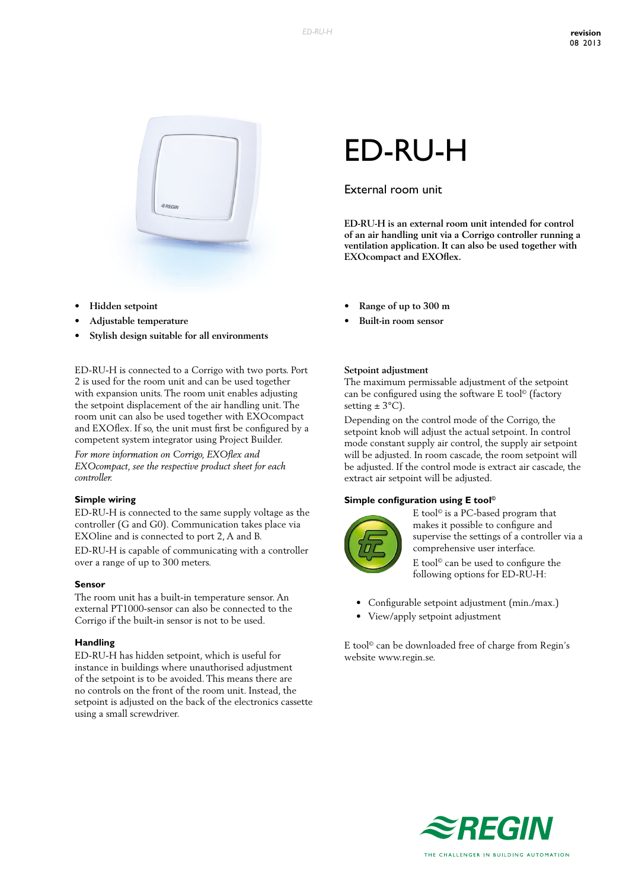# ED-RU-H

## External room unit

**ED-RU-H is an external room unit intended for control of an air handling unit via a Corrigo controller running a ventilation application. It can also be used together with EXOcompact and EXOflex.**

- **Hidden setpoint**
- **Adjustable temperature**
- **Stylish design suitable for all environments**
- **Range of up to 300 m**
- **Built-in room sensor**

ED-RU-H is connected to a Corrigo with two ports. Port 2 is used for the room unit and can be used together with expansion units. The room unit enables adjusting the setpoint displacement of the air handling unit. The room unit can also be used together with EXOcompact and EXOflex. If so, the unit must first be configured by a competent system integrator using Project Builder.

*For more information on Corrigo, EXOflex and EXOcompact, see the respective product sheet for each controller.*

### Simple wiring

ED-RU-H is connected to the same supply voltage as the controller (G and G0). Communication takes place via EXOline and is connected to port 2, A and B.

ED-RU-H is capable of communicating with a controller over a range of up to 300 meters.

### Sensor

The room unit has a built-in temperature sensor. An external PT1000-sensor can also be connected to the Corrigo if the built-in sensor is not to be used.

### Handling

ED-RU-H has hidden setpoint, which is useful for instance in buildings where unauthorised adjustment of the setpoint is to be avoided. This means there are no controls on the front of the room unit. Instead, the setpoint is adjusted on the back of the electronics cassette using a small screwdriver.

### Setpoint adjustment

The maximum permissable adjustment of the setpoint can be configured using the software E tool© (factory setting ± 3°C).

Depending on the control mode of the Corrigo, the setpoint knob will adjust the actual setpoint. In control mode constant supply air control, the supply air setpoint will be adjusted. In room cascade, the room setpoint will be adjusted. If the control mode is extract air cascade, the extract air setpoint will be adjusted.

### Simple configuration using E tool©

E tool© is a PC-based program that makes it possible to configure and supervise the settings of a controller via a comprehensive user interface.

E tool© can be used to configure the following options for ED-RU-H:

- Configurable setpoint adjustment (min./max.)
- View/apply setpoint adjustment

E tool© can be downloaded free of charge from Regin's website www.regin.se.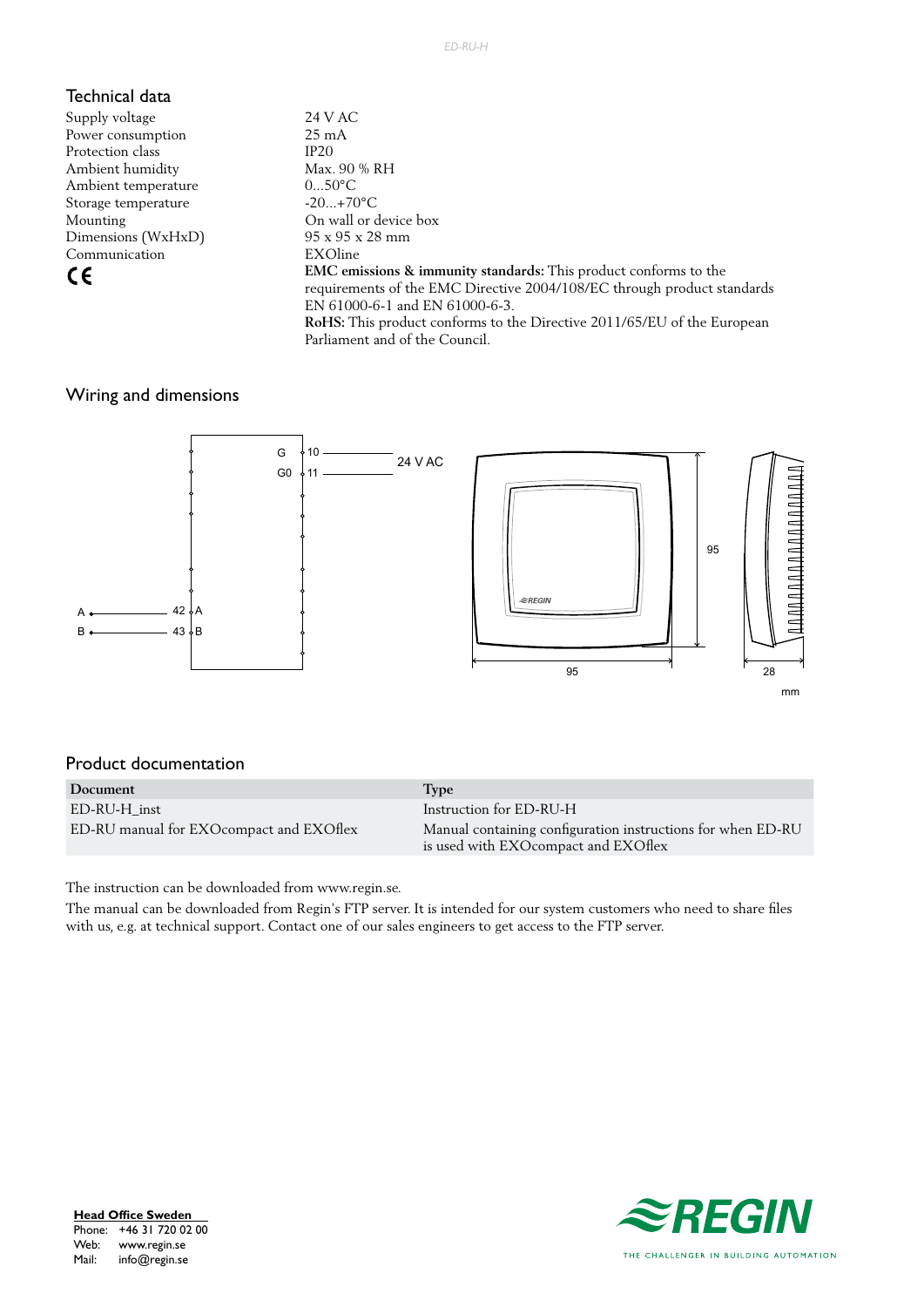## Technical data

| | |
|---|---|
| Supply voltage | 24 V AC |
| Power consumption | 25 mA |
| Protection class | IP20 |
| Ambient humidity | Max. 90 % RH |
| Ambient temperature | 0...50°C |
| Storage temperature | -20...+70°C |
| Mounting | On wall or device box |
| Dimensions (WxHxD) | 95 x 95 x 28 mm |
| Communication | EXOline |
| CE | **EMC emissions & immunity standards:** This product conforms to the requirements of the EMC Directive 2004/108/EC through product standards EN 61000-6-1 and EN 61000-6-3. **RoHS:** This product conforms to the Directive 2011/65/EU of the European Parliament and of the Council. |

## Wiring and dimensions

G 10
G0 11
24 V AC
A 42 A
B 43 B
95
95
28
mm

## Product documentation

| Document | Type |
|---|---|
| ED-RU-H_inst | Instruction for ED-RU-H |
| ED-RU manual for EXOcompact and EXOflex | Manual containing configuration instructions for when ED-RU is used with EXOcompact and EXOflex |

The instruction can be downloaded from www.regin.se.

The manual can be downloaded from Regin's FTP server. It is intended for our system customers who need to share files with us, e.g. at technical support. Contact one of our sales engineers to get access to the FTP server.

**Head Office Sweden**
Phone: +46 31 720 02 00
Web: www.regin.se
Mail: info@regin.se

REGIN
THE CHALLENGER IN BUILDING AUTOMATION